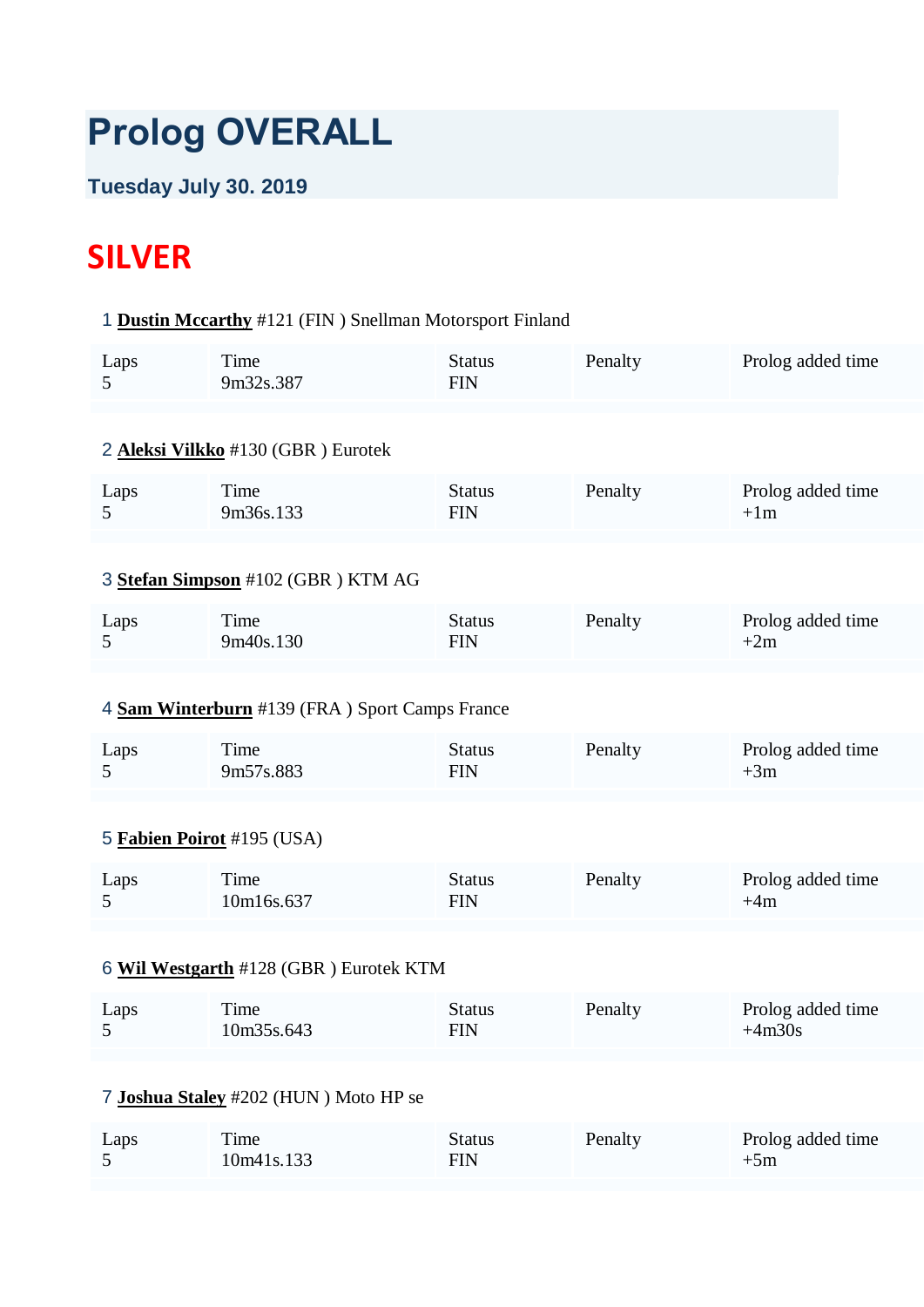# Prolog OVERALL

### Tuesday July 30. 2019

## SILVER

1 **Dustin Mccarthy** #121 (FIN ) Snellman Motorsport Finland

| Laps | Time | Status | Penalty | Prolog added time |
|---|---|---|---|---|
| 5 | 9m32s.387 | FIN | | |

2 **Aleksi Vilkko** #130 (GBR ) Eurotek

| Laps | Time | Status | Penalty | Prolog added time |
|---|---|---|---|---|
| 5 | 9m36s.133 | FIN | | +1m |

3 **Stefan Simpson** #102 (GBR ) KTM AG

| Laps | Time | Status | Penalty | Prolog added time |
|---|---|---|---|---|
| 5 | 9m40s.130 | FIN | | +2m |

4 **Sam Winterburn** #139 (FRA ) Sport Camps France

| Laps | Time | Status | Penalty | Prolog added time |
|---|---|---|---|---|
| 5 | 9m57s.883 | FIN | | +3m |

5 **Fabien Poirot** #195 (USA)

| Laps | Time | Status | Penalty | Prolog added time |
|---|---|---|---|---|
| 5 | 10m16s.637 | FIN | | +4m |

6 **Wil Westgarth** #128 (GBR ) Eurotek KTM

| Laps | Time | Status | Penalty | Prolog added time |
|---|---|---|---|---|
| 5 | 10m35s.643 | FIN | | +4m30s |

7 **Joshua Staley** #202 (HUN ) Moto HP se

| Laps | Time | Status | Penalty | Prolog added time |
|---|---|---|---|---|
| 5 | 10m41s.133 | FIN | | +5m |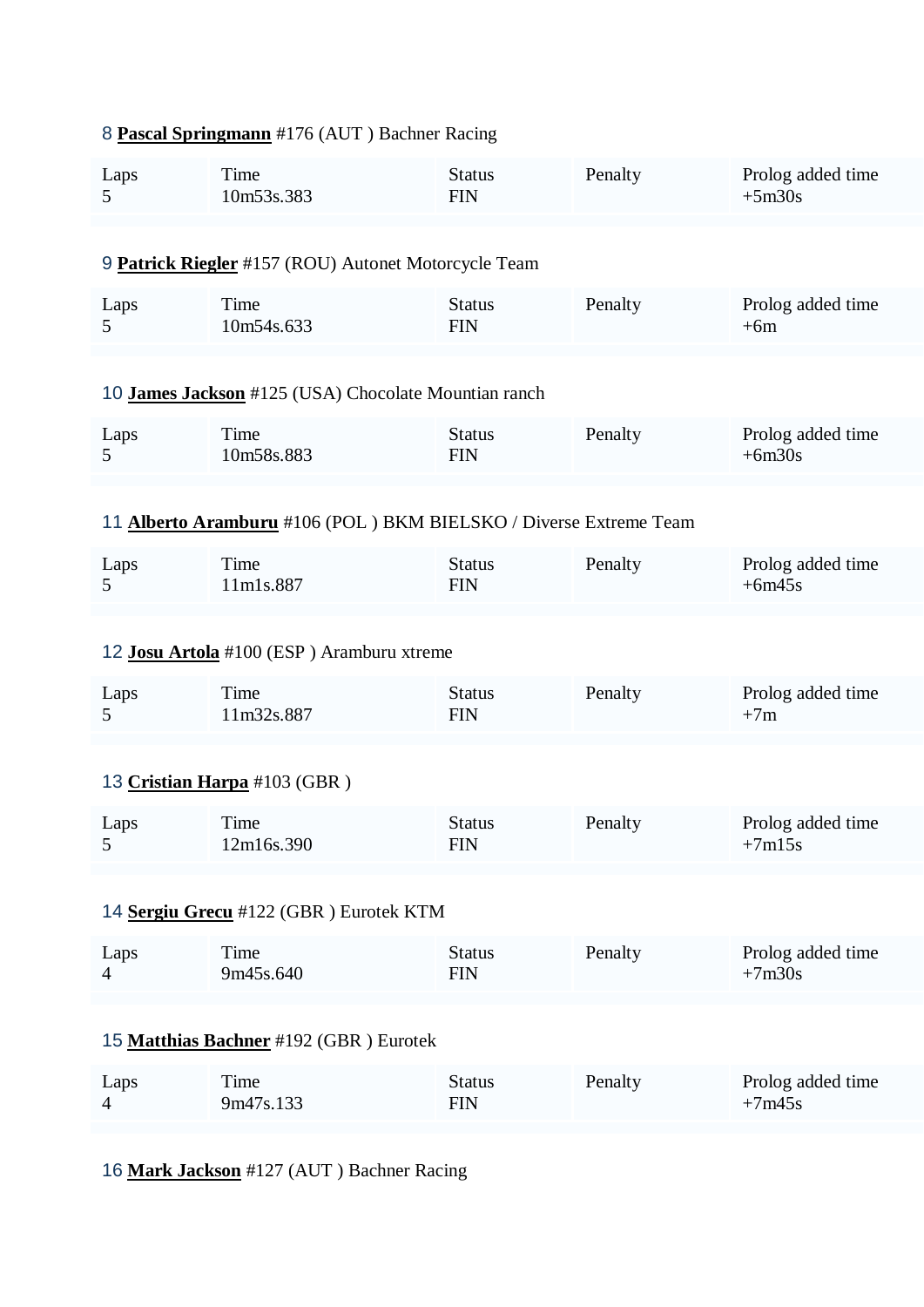8 **Pascal Springmann** #176 (AUT ) Bachner Racing

| Laps | Time | Status | Penalty | Prolog added time |
|---|---|---|---|---|
| 5 | 10m53s.383 | FIN | | +5m30s |

9 **Patrick Riegler** #157 (ROU) Autonet Motorcycle Team

| Laps | Time | Status | Penalty | Prolog added time |
|---|---|---|---|---|
| 5 | 10m54s.633 | FIN | | +6m |

10 **James Jackson** #125 (USA) Chocolate Mountian ranch

| Laps | Time | Status | Penalty | Prolog added time |
|---|---|---|---|---|
| 5 | 10m58s.883 | FIN | | +6m30s |

11 **Alberto Aramburu** #106 (POL ) BKM BIELSKO / Diverse Extreme Team

| Laps | Time | Status | Penalty | Prolog added time |
|---|---|---|---|---|
| 5 | 11m1s.887 | FIN | | +6m45s |

12 **Josu Artola** #100 (ESP ) Aramburu xtreme

| Laps | Time | Status | Penalty | Prolog added time |
|---|---|---|---|---|
| 5 | 11m32s.887 | FIN | | +7m |

13 **Cristian Harpa** #103 (GBR )

| Laps | Time | Status | Penalty | Prolog added time |
|---|---|---|---|---|
| 5 | 12m16s.390 | FIN | | +7m15s |

14 **Sergiu Grecu** #122 (GBR ) Eurotek KTM

| Laps | Time | Status | Penalty | Prolog added time |
|---|---|---|---|---|
| 4 | 9m45s.640 | FIN | | +7m30s |

15 **Matthias Bachner** #192 (GBR ) Eurotek

| Laps | Time | Status | Penalty | Prolog added time |
|---|---|---|---|---|
| 4 | 9m47s.133 | FIN | | +7m45s |

16 **Mark Jackson** #127 (AUT ) Bachner Racing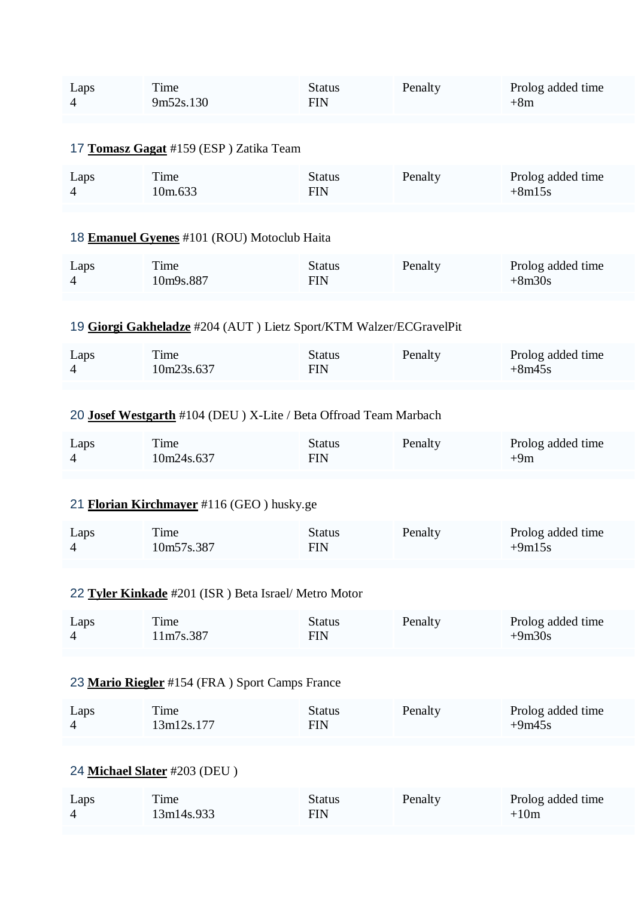| Laps | Time | Status | Penalty | Prolog added time |
|---|---|---|---|---|
| 4 | 9m52s.130 | FIN | | +8m |

17 **Tomasz Gagat** #159 (ESP ) Zatika Team

| Laps | Time | Status | Penalty | Prolog added time |
|---|---|---|---|---|
| 4 | 10m.633 | FIN | | +8m15s |

18 **Emanuel Gyenes** #101 (ROU) Motoclub Haita

| Laps | Time | Status | Penalty | Prolog added time |
|---|---|---|---|---|
| 4 | 10m9s.887 | FIN | | +8m30s |

19 **Giorgi Gakheladze** #204 (AUT ) Lietz Sport/KTM Walzer/ECGravelPit

| Laps | Time | Status | Penalty | Prolog added time |
|---|---|---|---|---|
| 4 | 10m23s.637 | FIN | | +8m45s |

20 **Josef Westgarth** #104 (DEU ) X-Lite / Beta Offroad Team Marbach

| Laps | Time | Status | Penalty | Prolog added time |
|---|---|---|---|---|
| 4 | 10m24s.637 | FIN | | +9m |

21 **Florian Kirchmayer** #116 (GEO ) husky.ge

| Laps | Time | Status | Penalty | Prolog added time |
|---|---|---|---|---|
| 4 | 10m57s.387 | FIN | | +9m15s |

22 **Tyler Kinkade** #201 (ISR ) Beta Israel/ Metro Motor

| Laps | Time | Status | Penalty | Prolog added time |
|---|---|---|---|---|
| 4 | 11m7s.387 | FIN | | +9m30s |

23 **Mario Riegler** #154 (FRA ) Sport Camps France

| Laps | Time | Status | Penalty | Prolog added time |
|---|---|---|---|---|
| 4 | 13m12s.177 | FIN | | +9m45s |

24 **Michael Slater** #203 (DEU )

| Laps | Time | Status | Penalty | Prolog added time |
|---|---|---|---|---|
| 4 | 13m14s.933 | FIN | | +10m |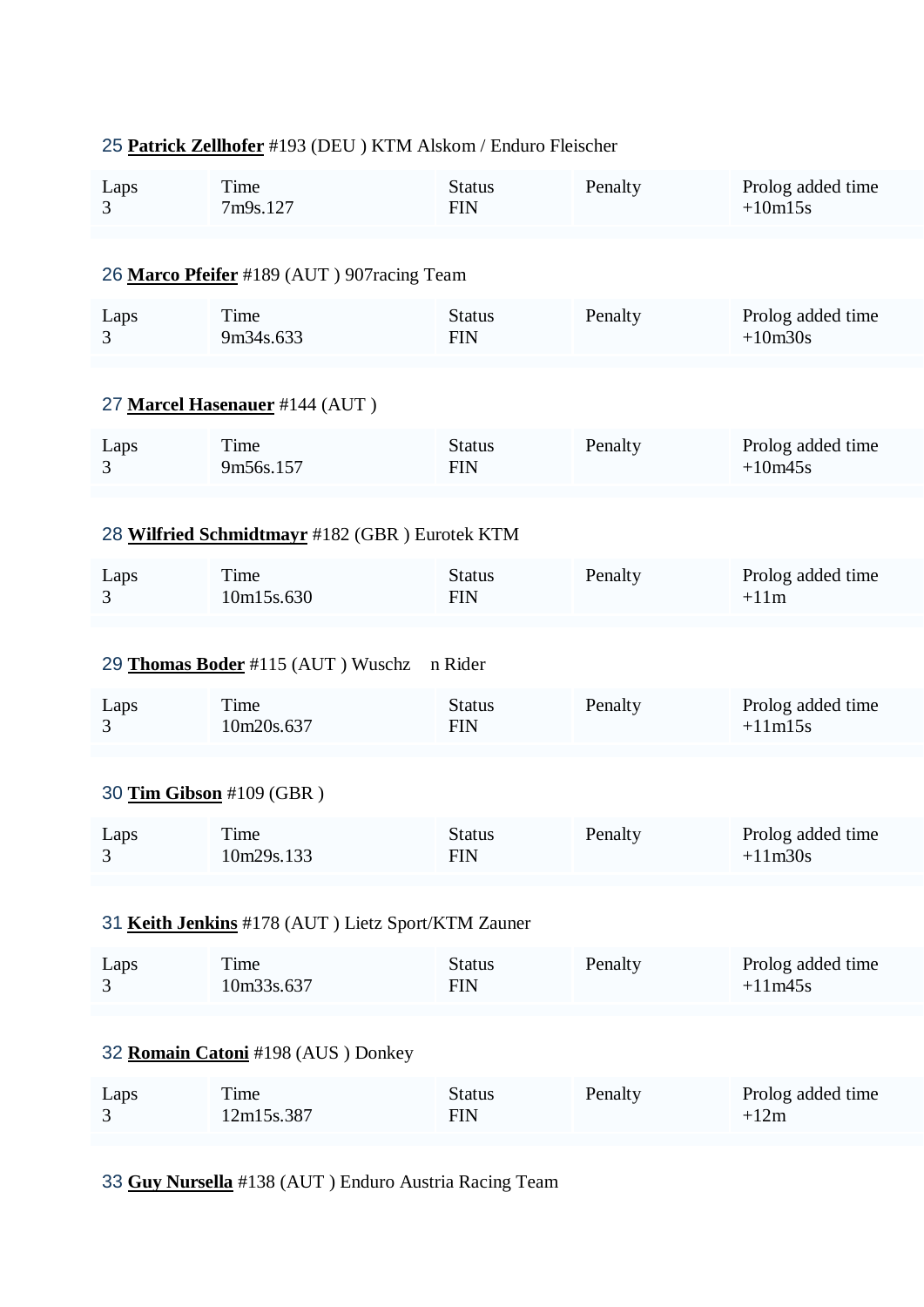25 **Patrick Zellhofer** #193 (DEU ) KTM Alskom / Enduro Fleischer

| Laps | Time | Status | Penalty | Prolog added time |
|---|---|---|---|---|
| 3 | 7m9s.127 | FIN | | +10m15s |

26 **Marco Pfeifer** #189 (AUT ) 907racing Team

| Laps | Time | Status | Penalty | Prolog added time |
|---|---|---|---|---|
| 3 | 9m34s.633 | FIN | | +10m30s |

27 **Marcel Hasenauer** #144 (AUT )

| Laps | Time | Status | Penalty | Prolog added time |
|---|---|---|---|---|
| 3 | 9m56s.157 | FIN | | +10m45s |

28 **Wilfried Schmidtmayr** #182 (GBR ) Eurotek KTM

| Laps | Time | Status | Penalty | Prolog added time |
|---|---|---|---|---|
| 3 | 10m15s.630 | FIN | | +11m |

29 **Thomas Boder** #115 (AUT ) Wuschz n Rider

| Laps | Time | Status | Penalty | Prolog added time |
|---|---|---|---|---|
| 3 | 10m20s.637 | FIN | | +11m15s |

30 **Tim Gibson** #109 (GBR )

| Laps | Time | Status | Penalty | Prolog added time |
|---|---|---|---|---|
| 3 | 10m29s.133 | FIN | | +11m30s |

31 **Keith Jenkins** #178 (AUT ) Lietz Sport/KTM Zauner

| Laps | Time | Status | Penalty | Prolog added time |
|---|---|---|---|---|
| 3 | 10m33s.637 | FIN | | +11m45s |

32 **Romain Catoni** #198 (AUS ) Donkey

| Laps | Time | Status | Penalty | Prolog added time |
|---|---|---|---|---|
| 3 | 12m15s.387 | FIN | | +12m |

33 **Guy Nursella** #138 (AUT ) Enduro Austria Racing Team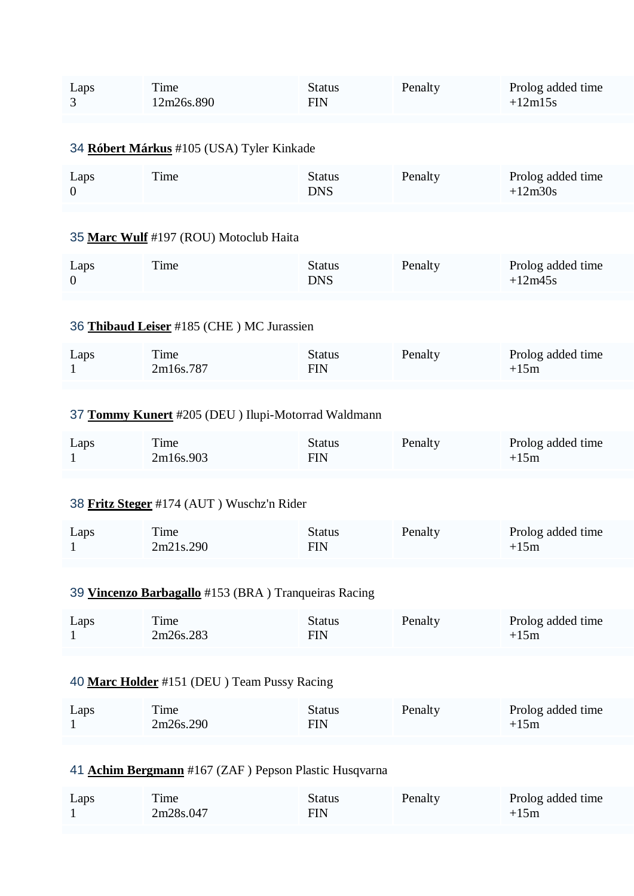| Laps | Time | Status | Penalty | Prolog added time |
| --- | --- | --- | --- | --- |
| 3 | 12m26s.890 | FIN | | +12m15s |

34 **Róbert Márkus** #105 (USA) Tyler Kinkade

| Laps | Time | Status | Penalty | Prolog added time |
| --- | --- | --- | --- | --- |
| 0 | | DNS | | +12m30s |

35 **Marc Wulf** #197 (ROU) Motoclub Haita

| Laps | Time | Status | Penalty | Prolog added time |
| --- | --- | --- | --- | --- |
| 0 | | DNS | | +12m45s |

36 **Thibaud Leiser** #185 (CHE ) MC Jurassien

| Laps | Time | Status | Penalty | Prolog added time |
| --- | --- | --- | --- | --- |
| 1 | 2m16s.787 | FIN | | +15m |

37 **Tommy Kunert** #205 (DEU ) Ilupi-Motorrad Waldmann

| Laps | Time | Status | Penalty | Prolog added time |
| --- | --- | --- | --- | --- |
| 1 | 2m16s.903 | FIN | | +15m |

38 **Fritz Steger** #174 (AUT ) Wuschz'n Rider

| Laps | Time | Status | Penalty | Prolog added time |
| --- | --- | --- | --- | --- |
| 1 | 2m21s.290 | FIN | | +15m |

39 **Vincenzo Barbagallo** #153 (BRA ) Tranqueiras Racing

| Laps | Time | Status | Penalty | Prolog added time |
| --- | --- | --- | --- | --- |
| 1 | 2m26s.283 | FIN | | +15m |

40 **Marc Holder** #151 (DEU ) Team Pussy Racing

| Laps | Time | Status | Penalty | Prolog added time |
| --- | --- | --- | --- | --- |
| 1 | 2m26s.290 | FIN | | +15m |

41 **Achim Bergmann** #167 (ZAF ) Pepson Plastic Husqvarna

| Laps | Time | Status | Penalty | Prolog added time |
| --- | --- | --- | --- | --- |
| 1 | 2m28s.047 | FIN | | +15m |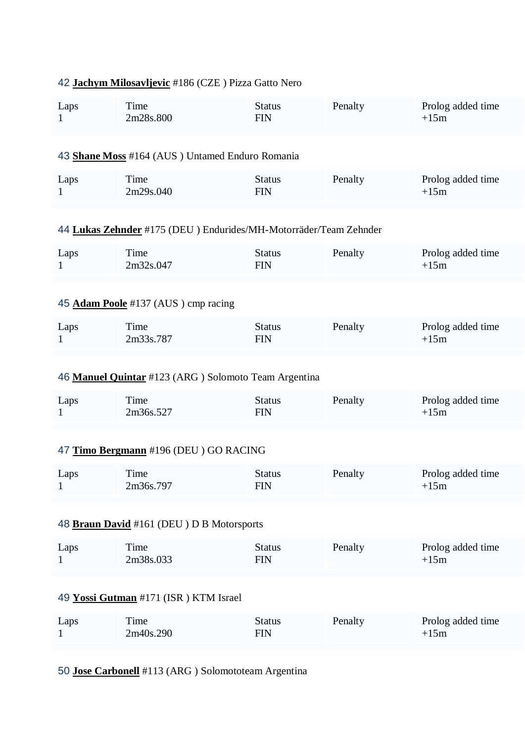42 **Jachym Milosavljevic** #186 (CZE ) Pizza Gatto Nero

| Laps | Time | Status | Penalty | Prolog added time |
|---|---|---|---|---|
| 1 | 2m28s.800 | FIN | | +15m |

43 **Shane Moss** #164 (AUS ) Untamed Enduro Romania

| Laps | Time | Status | Penalty | Prolog added time |
|---|---|---|---|---|
| 1 | 2m29s.040 | FIN | | +15m |

44 **Lukas Zehnder** #175 (DEU ) Endurides/MH-Motorräder/Team Zehnder

| Laps | Time | Status | Penalty | Prolog added time |
|---|---|---|---|---|
| 1 | 2m32s.047 | FIN | | +15m |

45 **Adam Poole** #137 (AUS ) cmp racing

| Laps | Time | Status | Penalty | Prolog added time |
|---|---|---|---|---|
| 1 | 2m33s.787 | FIN | | +15m |

46 **Manuel Quintar** #123 (ARG ) Solomoto Team Argentina

| Laps | Time | Status | Penalty | Prolog added time |
|---|---|---|---|---|
| 1 | 2m36s.527 | FIN | | +15m |

47 **Timo Bergmann** #196 (DEU ) GO RACING

| Laps | Time | Status | Penalty | Prolog added time |
|---|---|---|---|---|
| 1 | 2m36s.797 | FIN | | +15m |

48 **Braun David** #161 (DEU ) D B Motorsports

| Laps | Time | Status | Penalty | Prolog added time |
|---|---|---|---|---|
| 1 | 2m38s.033 | FIN | | +15m |

49 **Yossi Gutman** #171 (ISR ) KTM Israel

| Laps | Time | Status | Penalty | Prolog added time |
|---|---|---|---|---|
| 1 | 2m40s.290 | FIN | | +15m |

50 **Jose Carbonell** #113 (ARG ) Solomototeam Argentina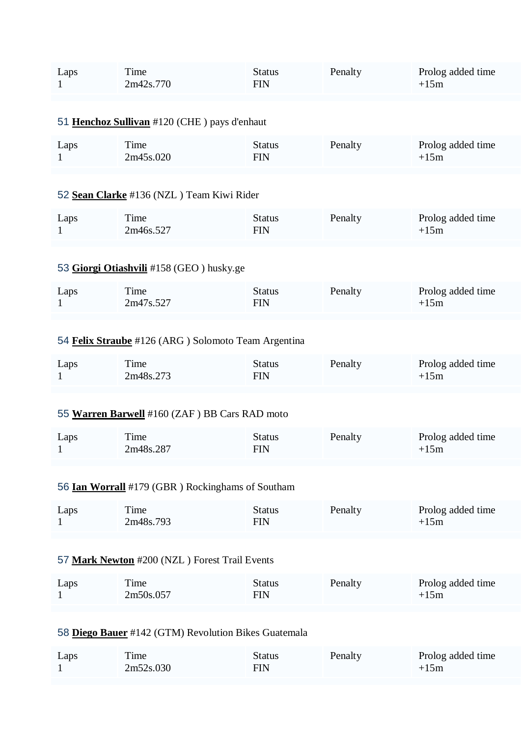| Laps | Time | Status | Penalty | Prolog added time |
|---|---|---|---|---|
| 1 | 2m42s.770 | FIN | | +15m |

51 **Henchoz Sullivan** #120 (CHE ) pays d'enhaut

| Laps | Time | Status | Penalty | Prolog added time |
|---|---|---|---|---|
| 1 | 2m45s.020 | FIN | | +15m |

52 **Sean Clarke** #136 (NZL ) Team Kiwi Rider

| Laps | Time | Status | Penalty | Prolog added time |
|---|---|---|---|---|
| 1 | 2m46s.527 | FIN | | +15m |

53 **Giorgi Otiashvili** #158 (GEO ) husky.ge

| Laps | Time | Status | Penalty | Prolog added time |
|---|---|---|---|---|
| 1 | 2m47s.527 | FIN | | +15m |

54 **Felix Straube** #126 (ARG ) Solomoto Team Argentina

| Laps | Time | Status | Penalty | Prolog added time |
|---|---|---|---|---|
| 1 | 2m48s.273 | FIN | | +15m |

55 **Warren Barwell** #160 (ZAF ) BB Cars RAD moto

| Laps | Time | Status | Penalty | Prolog added time |
|---|---|---|---|---|
| 1 | 2m48s.287 | FIN | | +15m |

56 **Ian Worrall** #179 (GBR ) Rockinghams of Southam

| Laps | Time | Status | Penalty | Prolog added time |
|---|---|---|---|---|
| 1 | 2m48s.793 | FIN | | +15m |

57 **Mark Newton** #200 (NZL ) Forest Trail Events

| Laps | Time | Status | Penalty | Prolog added time |
|---|---|---|---|---|
| 1 | 2m50s.057 | FIN | | +15m |

58 **Diego Bauer** #142 (GTM) Revolution Bikes Guatemala

| Laps | Time | Status | Penalty | Prolog added time |
|---|---|---|---|---|
| 1 | 2m52s.030 | FIN | | +15m |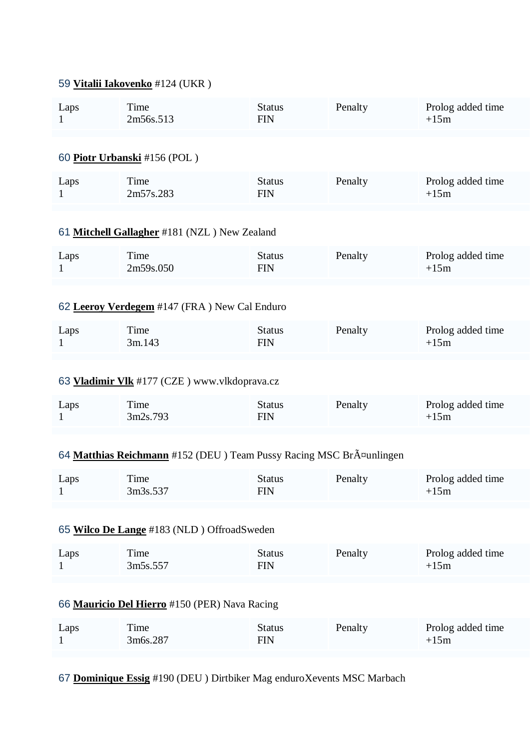59 **Vitalii Iakovenko** #124 (UKR )

| Laps | Time | Status | Penalty | Prolog added time |
|---|---|---|---|---|
| 1 | 2m56s.513 | FIN | | +15m |

60 **Piotr Urbanski** #156 (POL )

| Laps | Time | Status | Penalty | Prolog added time |
|---|---|---|---|---|
| 1 | 2m57s.283 | FIN | | +15m |

61 **Mitchell Gallagher** #181 (NZL ) New Zealand

| Laps | Time | Status | Penalty | Prolog added time |
|---|---|---|---|---|
| 1 | 2m59s.050 | FIN | | +15m |

62 **Leeroy Verdegem** #147 (FRA ) New Cal Enduro

| Laps | Time | Status | Penalty | Prolog added time |
|---|---|---|---|---|
| 1 | 3m.143 | FIN | | +15m |

63 **Vladimir Vlk** #177 (CZE ) www.vlkdoprava.cz

| Laps | Time | Status | Penalty | Prolog added time |
|---|---|---|---|---|
| 1 | 3m2s.793 | FIN | | +15m |

64 **Matthias Reichmann** #152 (DEU ) Team Pussy Racing MSC BrÃ¤unlingen

| Laps | Time | Status | Penalty | Prolog added time |
|---|---|---|---|---|
| 1 | 3m3s.537 | FIN | | +15m |

65 **Wilco De Lange** #183 (NLD ) OffroadSweden

| Laps | Time | Status | Penalty | Prolog added time |
|---|---|---|---|---|
| 1 | 3m5s.557 | FIN | | +15m |

66 **Mauricio Del Hierro** #150 (PER) Nava Racing

| Laps | Time | Status | Penalty | Prolog added time |
|---|---|---|---|---|
| 1 | 3m6s.287 | FIN | | +15m |

67 **Dominique Essig** #190 (DEU ) Dirtbiker Mag enduroXevents MSC Marbach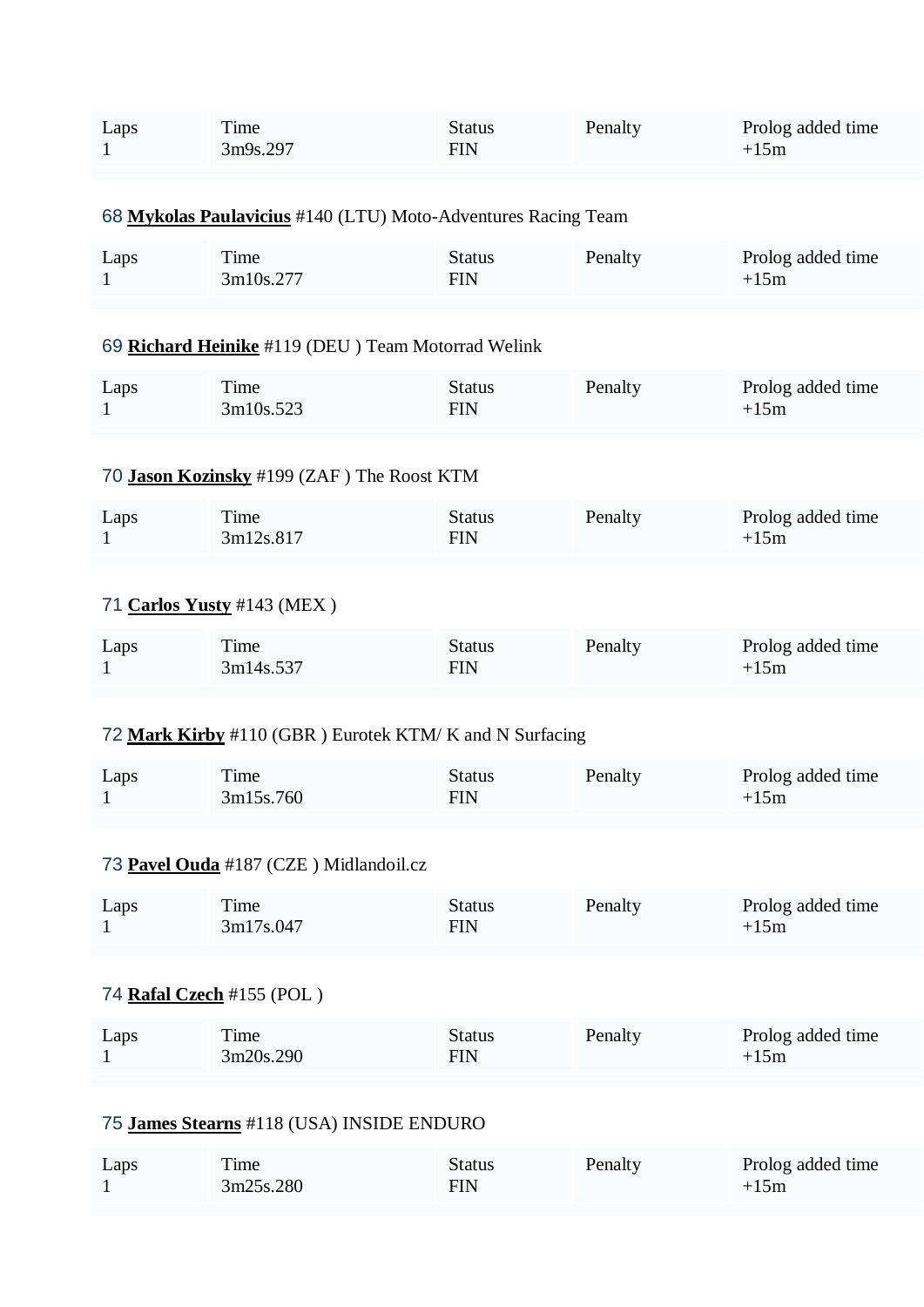| Laps | Time | Status | Penalty | Prolog added time |
|---|---|---|---|---|
| 1 | 3m9s.297 | FIN | | +15m |

68 **Mykolas Paulavicius** #140 (LTU) Moto-Adventures Racing Team

| Laps | Time | Status | Penalty | Prolog added time |
|---|---|---|---|---|
| 1 | 3m10s.277 | FIN | | +15m |

69 **Richard Heinike** #119 (DEU ) Team Motorrad Welink

| Laps | Time | Status | Penalty | Prolog added time |
|---|---|---|---|---|
| 1 | 3m10s.523 | FIN | | +15m |

70 **Jason Kozinsky** #199 (ZAF ) The Roost KTM

| Laps | Time | Status | Penalty | Prolog added time |
|---|---|---|---|---|
| 1 | 3m12s.817 | FIN | | +15m |

71 **Carlos Yusty** #143 (MEX )

| Laps | Time | Status | Penalty | Prolog added time |
|---|---|---|---|---|
| 1 | 3m14s.537 | FIN | | +15m |

72 **Mark Kirby** #110 (GBR ) Eurotek KTM/ K and N Surfacing

| Laps | Time | Status | Penalty | Prolog added time |
|---|---|---|---|---|
| 1 | 3m15s.760 | FIN | | +15m |

73 **Pavel Ouda** #187 (CZE ) Midlandoil.cz

| Laps | Time | Status | Penalty | Prolog added time |
|---|---|---|---|---|
| 1 | 3m17s.047 | FIN | | +15m |

74 **Rafal Czech** #155 (POL )

| Laps | Time | Status | Penalty | Prolog added time |
|---|---|---|---|---|
| 1 | 3m20s.290 | FIN | | +15m |

75 **James Stearns** #118 (USA) INSIDE ENDURO

| Laps | Time | Status | Penalty | Prolog added time |
|---|---|---|---|---|
| 1 | 3m25s.280 | FIN | | +15m |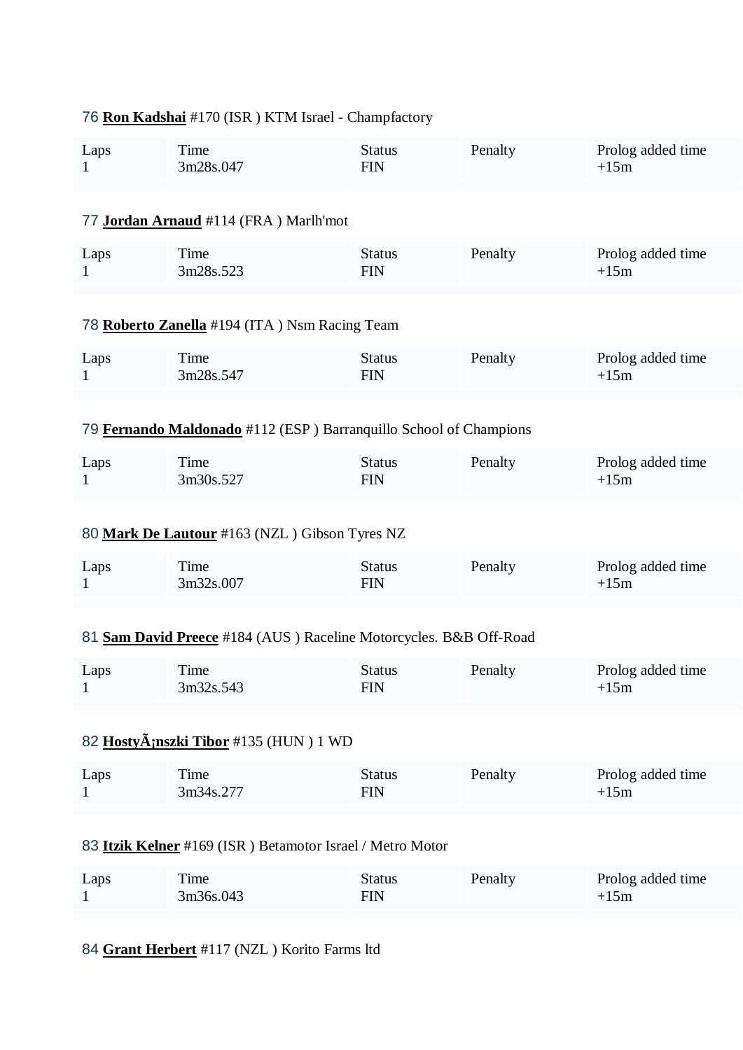76 **Ron Kadshai** #170 (ISR ) KTM Israel - Champfactory

| Laps | Time | Status | Penalty | Prolog added time |
| --- | --- | --- | --- | --- |
| 1 | 3m28s.047 | FIN | | +15m |

77 **Jordan Arnaud** #114 (FRA ) Marlh'mot

| Laps | Time | Status | Penalty | Prolog added time |
| --- | --- | --- | --- | --- |
| 1 | 3m28s.523 | FIN | | +15m |

78 **Roberto Zanella** #194 (ITA ) Nsm Racing Team

| Laps | Time | Status | Penalty | Prolog added time |
| --- | --- | --- | --- | --- |
| 1 | 3m28s.547 | FIN | | +15m |

79 **Fernando Maldonado** #112 (ESP ) Barranquillo School of Champions

| Laps | Time | Status | Penalty | Prolog added time |
| --- | --- | --- | --- | --- |
| 1 | 3m30s.527 | FIN | | +15m |

80 **Mark De Lautour** #163 (NZL ) Gibson Tyres NZ

| Laps | Time | Status | Penalty | Prolog added time |
| --- | --- | --- | --- | --- |
| 1 | 3m32s.007 | FIN | | +15m |

81 **Sam David Preece** #184 (AUS ) Raceline Motorcycles. B&B Off-Road

| Laps | Time | Status | Penalty | Prolog added time |
| --- | --- | --- | --- | --- |
| 1 | 3m32s.543 | FIN | | +15m |

82 **HostyÃ¡nszki Tibor** #135 (HUN ) 1 WD

| Laps | Time | Status | Penalty | Prolog added time |
| --- | --- | --- | --- | --- |
| 1 | 3m34s.277 | FIN | | +15m |

83 **Itzik Kelner** #169 (ISR ) Betamotor Israel / Metro Motor

| Laps | Time | Status | Penalty | Prolog added time |
| --- | --- | --- | --- | --- |
| 1 | 3m36s.043 | FIN | | +15m |

84 **Grant Herbert** #117 (NZL ) Korito Farms ltd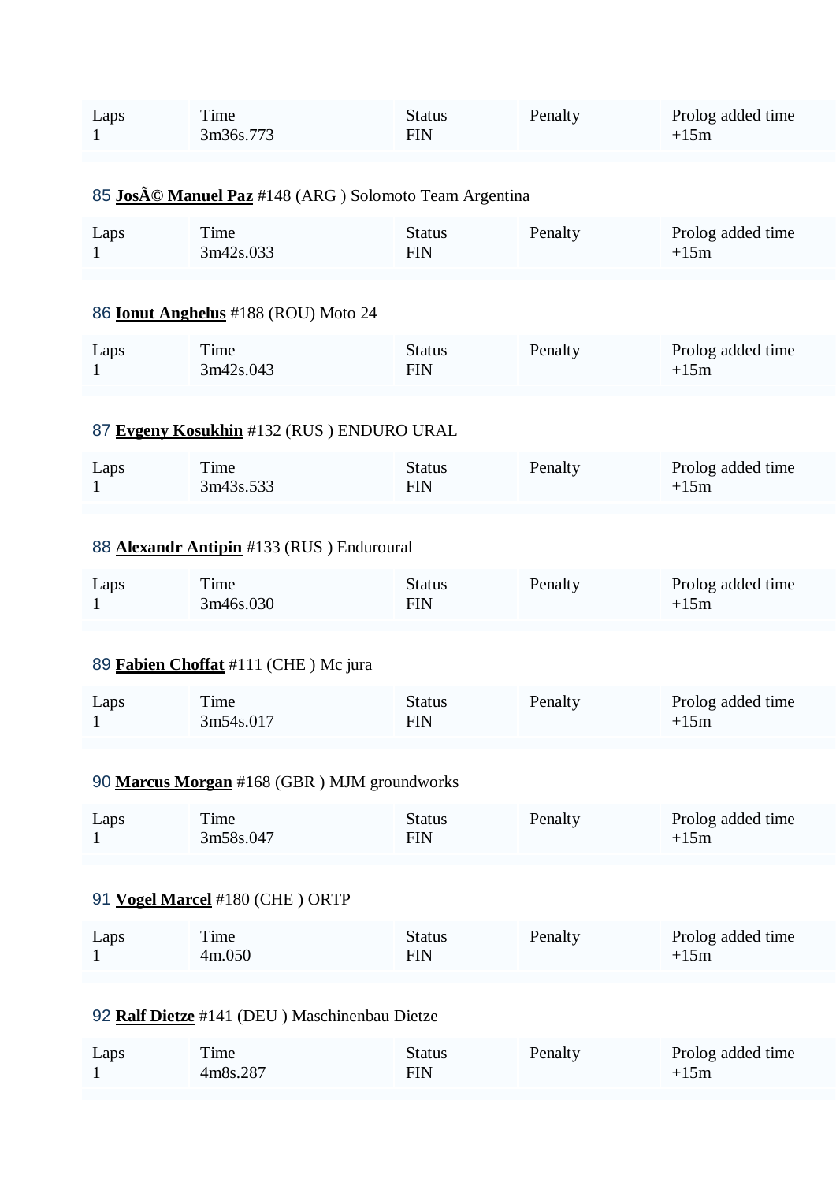| Laps | Time | Status | Penalty | Prolog added time |
| --- | --- | --- | --- | --- |
| 1 | 3m36s.773 | FIN | | +15m |

85 **José Manuel Paz** #148 (ARG ) Solomoto Team Argentina

| Laps | Time | Status | Penalty | Prolog added time |
| --- | --- | --- | --- | --- |
| 1 | 3m42s.033 | FIN | | +15m |

86 **Ionut Anghelus** #188 (ROU) Moto 24

| Laps | Time | Status | Penalty | Prolog added time |
| --- | --- | --- | --- | --- |
| 1 | 3m42s.043 | FIN | | +15m |

87 **Evgeny Kosukhin** #132 (RUS ) ENDURO URAL

| Laps | Time | Status | Penalty | Prolog added time |
| --- | --- | --- | --- | --- |
| 1 | 3m43s.533 | FIN | | +15m |

88 **Alexandr Antipin** #133 (RUS ) Enduroural

| Laps | Time | Status | Penalty | Prolog added time |
| --- | --- | --- | --- | --- |
| 1 | 3m46s.030 | FIN | | +15m |

89 **Fabien Choffat** #111 (CHE ) Mc jura

| Laps | Time | Status | Penalty | Prolog added time |
| --- | --- | --- | --- | --- |
| 1 | 3m54s.017 | FIN | | +15m |

90 **Marcus Morgan** #168 (GBR ) MJM groundworks

| Laps | Time | Status | Penalty | Prolog added time |
| --- | --- | --- | --- | --- |
| 1 | 3m58s.047 | FIN | | +15m |

91 **Vogel Marcel** #180 (CHE ) ORTP

| Laps | Time | Status | Penalty | Prolog added time |
| --- | --- | --- | --- | --- |
| 1 | 4m.050 | FIN | | +15m |

92 **Ralf Dietze** #141 (DEU ) Maschinenbau Dietze

| Laps | Time | Status | Penalty | Prolog added time |
| --- | --- | --- | --- | --- |
| 1 | 4m8s.287 | FIN | | +15m |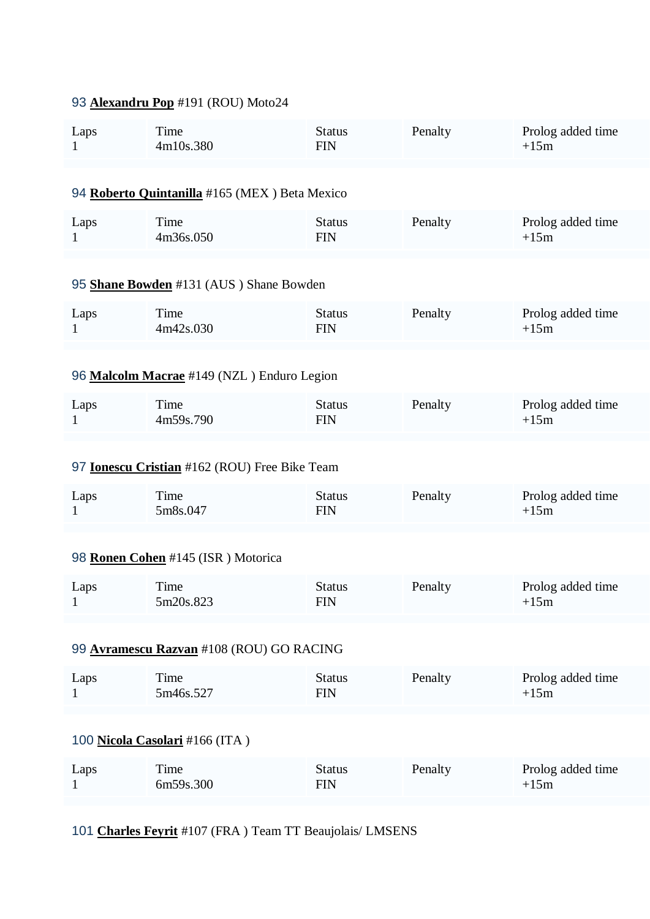93 **Alexandru Pop** #191 (ROU) Moto24

| Laps | Time | Status | Penalty | Prolog added time |
| --- | --- | --- | --- | --- |
| 1 | 4m10s.380 | FIN | | +15m |

94 **Roberto Quintanilla** #165 (MEX ) Beta Mexico

| Laps | Time | Status | Penalty | Prolog added time |
| --- | --- | --- | --- | --- |
| 1 | 4m36s.050 | FIN | | +15m |

95 **Shane Bowden** #131 (AUS ) Shane Bowden

| Laps | Time | Status | Penalty | Prolog added time |
| --- | --- | --- | --- | --- |
| 1 | 4m42s.030 | FIN | | +15m |

96 **Malcolm Macrae** #149 (NZL ) Enduro Legion

| Laps | Time | Status | Penalty | Prolog added time |
| --- | --- | --- | --- | --- |
| 1 | 4m59s.790 | FIN | | +15m |

97 **Ionescu Cristian** #162 (ROU) Free Bike Team

| Laps | Time | Status | Penalty | Prolog added time |
| --- | --- | --- | --- | --- |
| 1 | 5m8s.047 | FIN | | +15m |

98 **Ronen Cohen** #145 (ISR ) Motorica

| Laps | Time | Status | Penalty | Prolog added time |
| --- | --- | --- | --- | --- |
| 1 | 5m20s.823 | FIN | | +15m |

99 **Avramescu Razvan** #108 (ROU) GO RACING

| Laps | Time | Status | Penalty | Prolog added time |
| --- | --- | --- | --- | --- |
| 1 | 5m46s.527 | FIN | | +15m |

100 **Nicola Casolari** #166 (ITA )

| Laps | Time | Status | Penalty | Prolog added time |
| --- | --- | --- | --- | --- |
| 1 | 6m59s.300 | FIN | | +15m |

101 **Charles Feyrit** #107 (FRA ) Team TT Beaujolais/ LMSENS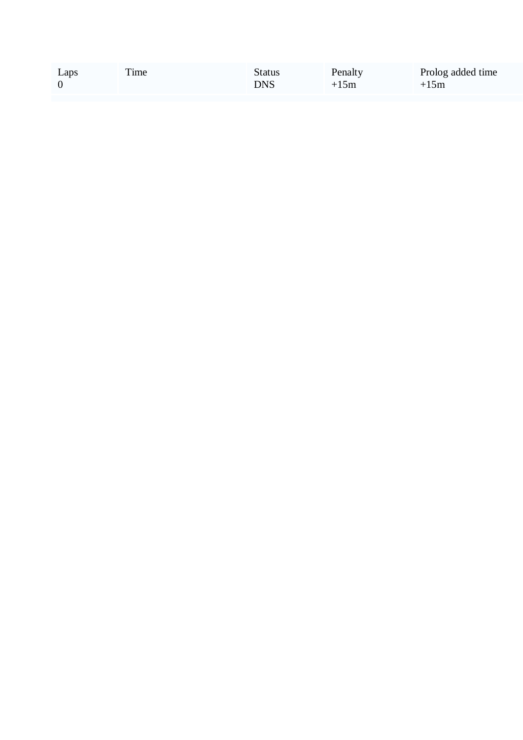| Laps | Time | Status | Penalty | Prolog added time |
| --- | --- | --- | --- | --- |
| 0 | | DNS | +15m | +15m |